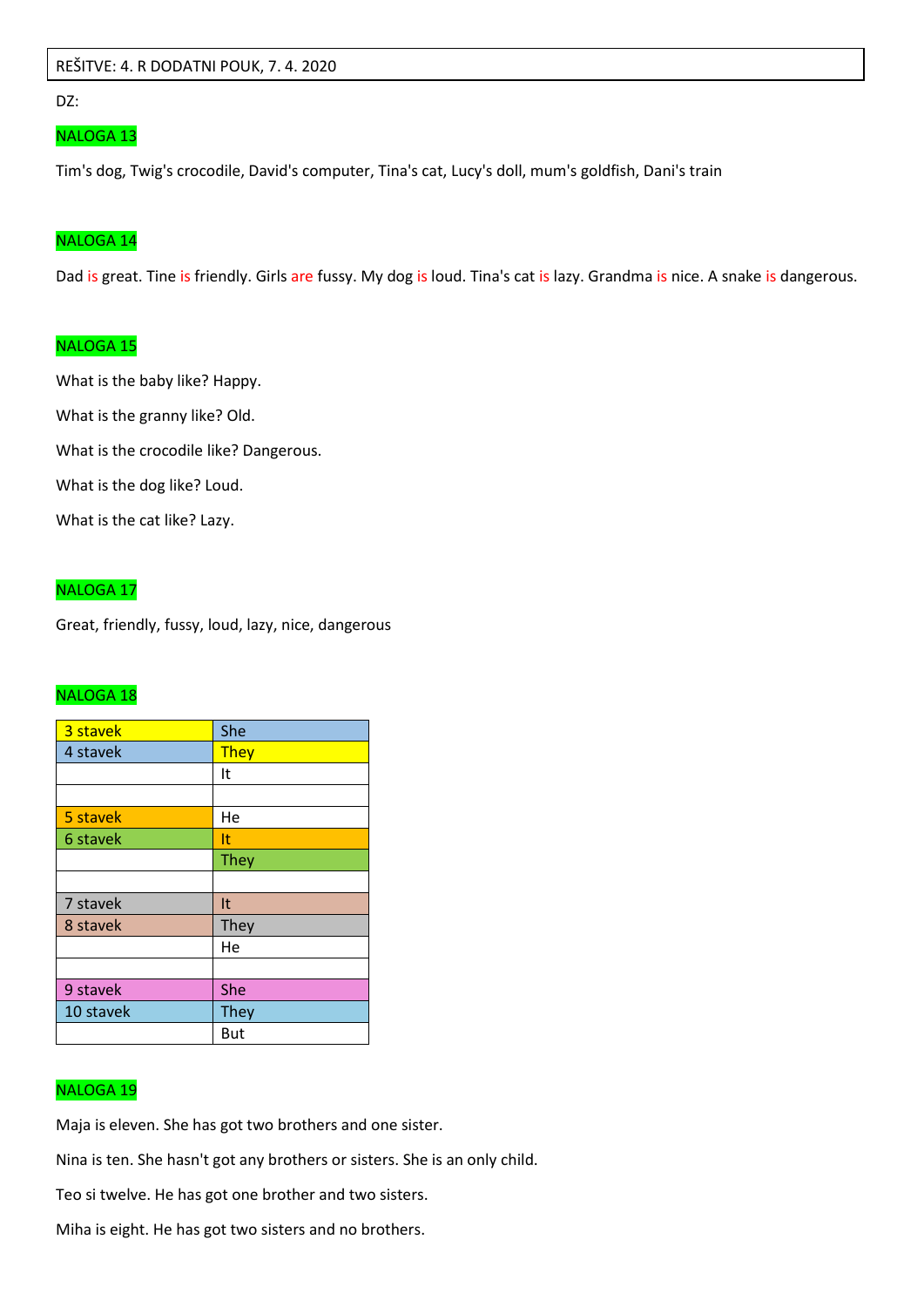REŠITVE: 4. R DODATNI POUK, 7. 4. 2020

DZ:

## NALOGA 13

Tim's dog, Twig's crocodile, David's computer, Tina's cat, Lucy's doll, mum's goldfish, Dani's train

## NALOGA 14

Dad is great. Tine is friendly. Girls are fussy. My dog is loud. Tina's cat is lazy. Grandma is nice. A snake is dangerous.

## NALOGA 15

What is the baby like? Happy.

What is the granny like? Old.

What is the crocodile like? Dangerous.

What is the dog like? Loud.

What is the cat like? Lazy.

## NALOGA 17

Great, friendly, fussy, loud, lazy, nice, dangerous

## NALOGA 18

| | |
|---|---|
| 3 stavek | She |
| 4 stavek | They |
| | It |
| | |
| 5 stavek | He |
| 6 stavek | It |
| | They |
| | |
| 7 stavek | It |
| 8 stavek | They |
| | He |
| | |
| 9 stavek | She |
| 10 stavek | They |
| | But |

## NALOGA 19

Maja is eleven. She has got two brothers and one sister.

Nina is ten. She hasn't got any brothers or sisters. She is an only child.

Teo si twelve. He has got one brother and two sisters.

Miha is eight. He has got two sisters and no brothers.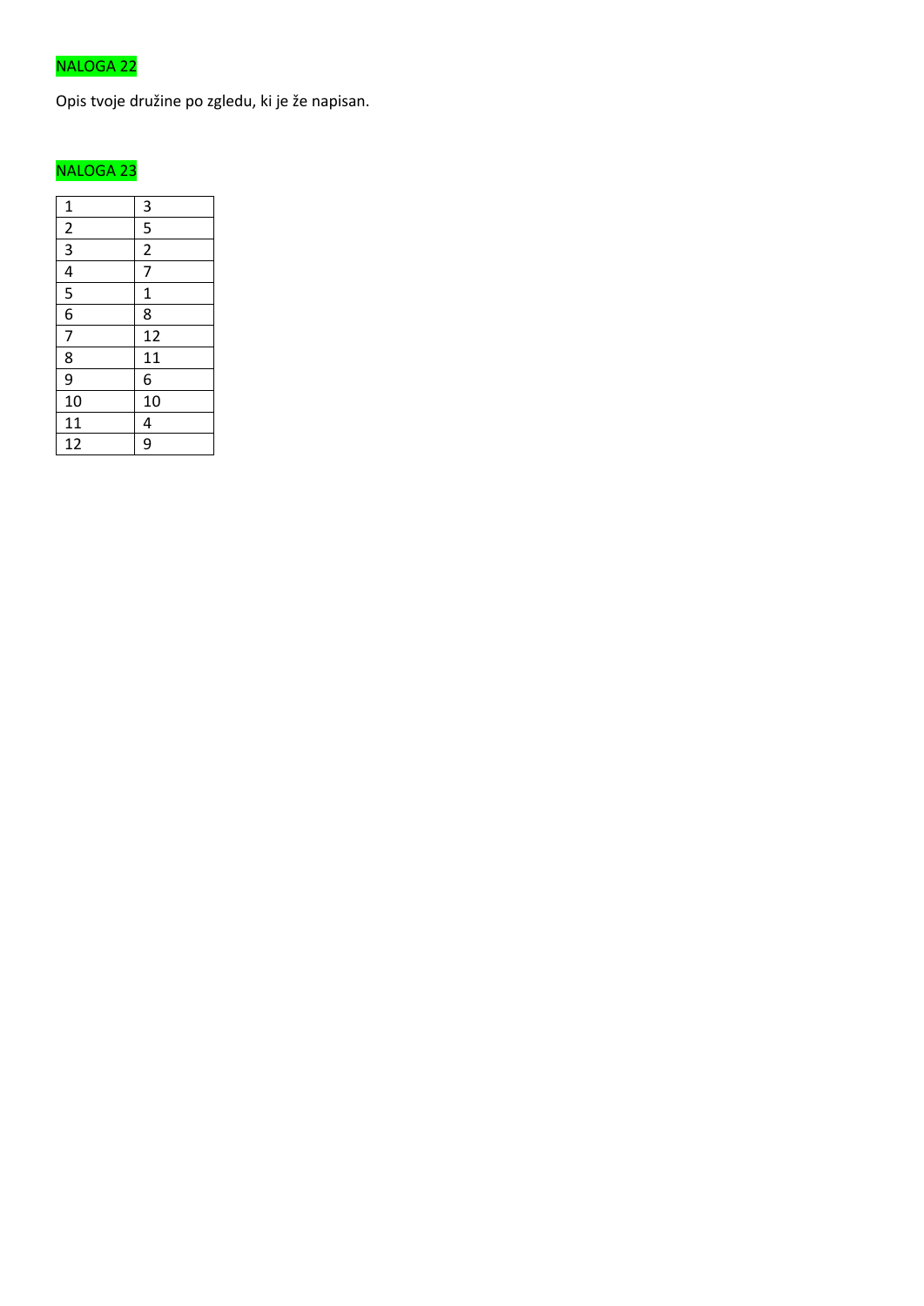NALOGA 22

Opis tvoje družine po zgledu, ki je že napisan.

NALOGA 23

| | |
|---|---|
| 1 | 3 |
| 2 | 5 |
| 3 | 2 |
| 4 | 7 |
| 5 | 1 |
| 6 | 8 |
| 7 | 12 |
| 8 | 11 |
| 9 | 6 |
| 10 | 10 |
| 11 | 4 |
| 12 | 9 |